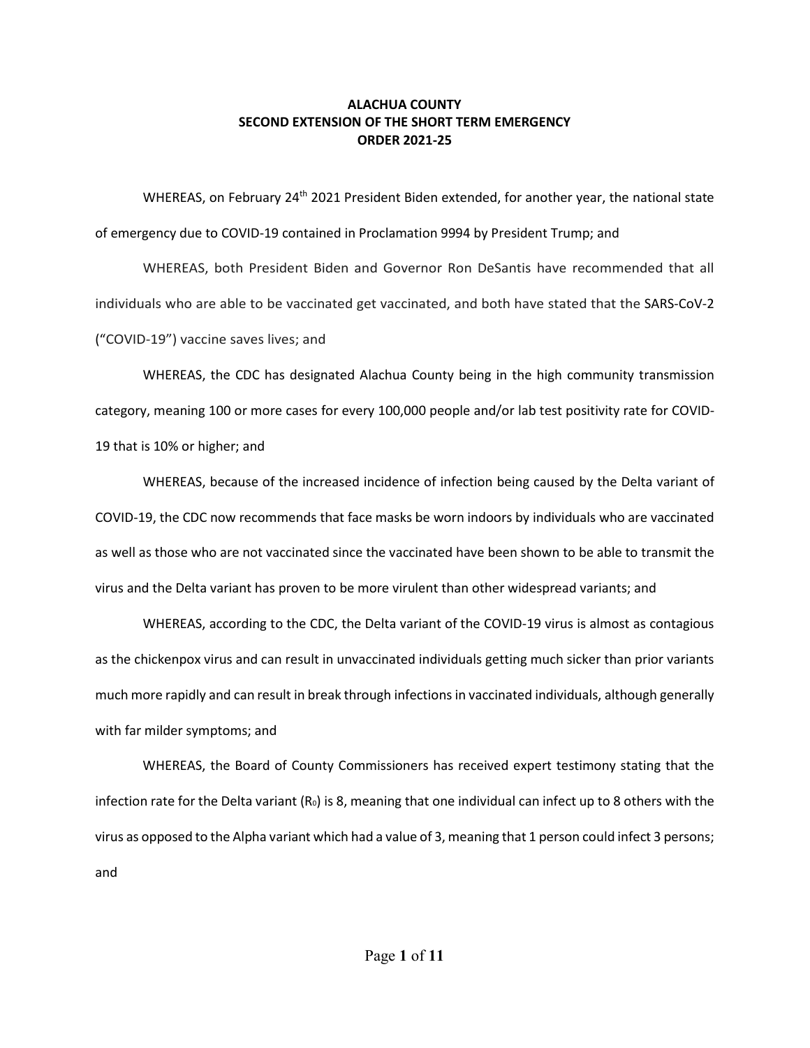**ALACHUA COUNTY**
**SECOND EXTENSION OF THE SHORT TERM EMERGENCY**
**ORDER 2021-25**

WHEREAS, on February 24th 2021 President Biden extended, for another year, the national state of emergency due to COVID-19 contained in Proclamation 9994 by President Trump; and

WHEREAS, both President Biden and Governor Ron DeSantis have recommended that all individuals who are able to be vaccinated get vaccinated, and both have stated that the SARS-CoV-2 ("COVID-19") vaccine saves lives; and

WHEREAS, the CDC has designated Alachua County being in the high community transmission category, meaning 100 or more cases for every 100,000 people and/or lab test positivity rate for COVID-19 that is 10% or higher; and

WHEREAS, because of the increased incidence of infection being caused by the Delta variant of COVID-19, the CDC now recommends that face masks be worn indoors by individuals who are vaccinated as well as those who are not vaccinated since the vaccinated have been shown to be able to transmit the virus and the Delta variant has proven to be more virulent than other widespread variants; and

WHEREAS, according to the CDC, the Delta variant of the COVID-19 virus is almost as contagious as the chickenpox virus and can result in unvaccinated individuals getting much sicker than prior variants much more rapidly and can result in break through infections in vaccinated individuals, although generally with far milder symptoms; and

WHEREAS, the Board of County Commissioners has received expert testimony stating that the infection rate for the Delta variant ($R_0$) is 8, meaning that one individual can infect up to 8 others with the virus as opposed to the Alpha variant which had a value of 3, meaning that 1 person could infect 3 persons; and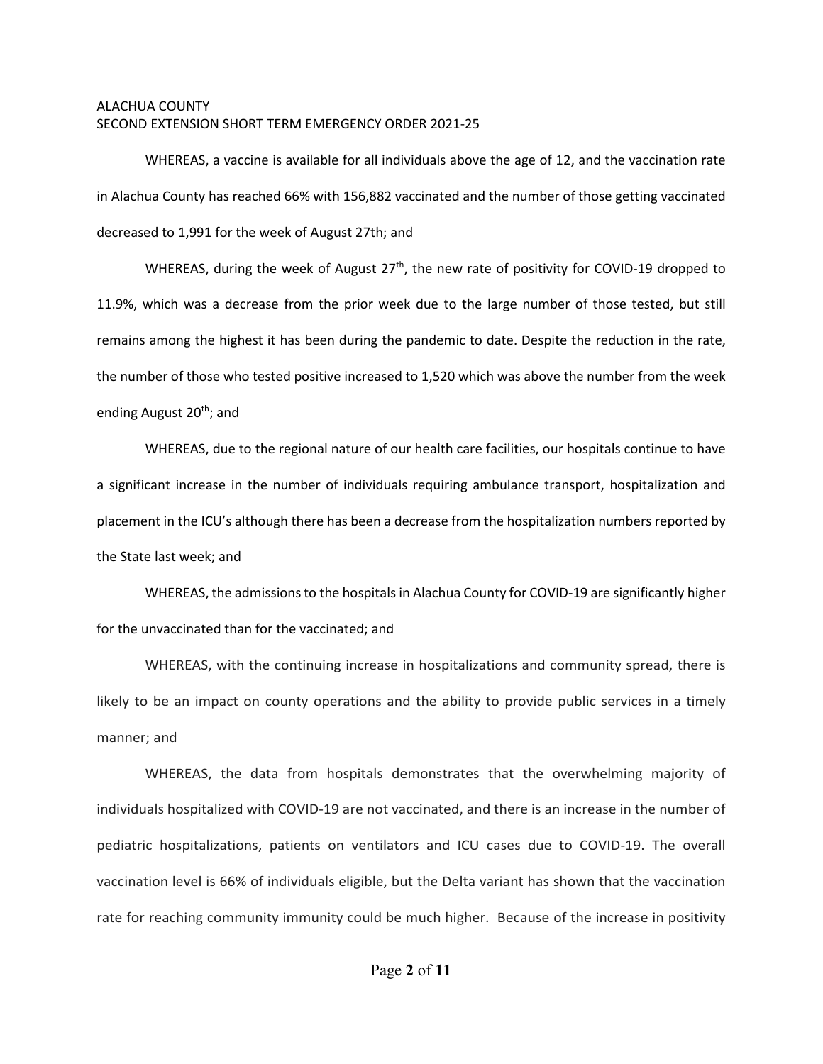ALACHUA COUNTY
SECOND EXTENSION SHORT TERM EMERGENCY ORDER 2021-25

WHEREAS, a vaccine is available for all individuals above the age of 12, and the vaccination rate in Alachua County has reached 66% with 156,882 vaccinated and the number of those getting vaccinated decreased to 1,991 for the week of August 27th; and

WHEREAS, during the week of August 27th, the new rate of positivity for COVID-19 dropped to 11.9%, which was a decrease from the prior week due to the large number of those tested, but still remains among the highest it has been during the pandemic to date. Despite the reduction in the rate, the number of those who tested positive increased to 1,520 which was above the number from the week ending August 20th; and

WHEREAS, due to the regional nature of our health care facilities, our hospitals continue to have a significant increase in the number of individuals requiring ambulance transport, hospitalization and placement in the ICU's although there has been a decrease from the hospitalization numbers reported by the State last week; and

WHEREAS, the admissions to the hospitals in Alachua County for COVID-19 are significantly higher for the unvaccinated than for the vaccinated; and

WHEREAS, with the continuing increase in hospitalizations and community spread, there is likely to be an impact on county operations and the ability to provide public services in a timely manner; and

WHEREAS, the data from hospitals demonstrates that the overwhelming majority of individuals hospitalized with COVID-19 are not vaccinated, and there is an increase in the number of pediatric hospitalizations, patients on ventilators and ICU cases due to COVID-19. The overall vaccination level is 66% of individuals eligible, but the Delta variant has shown that the vaccination rate for reaching community immunity could be much higher. Because of the increase in positivity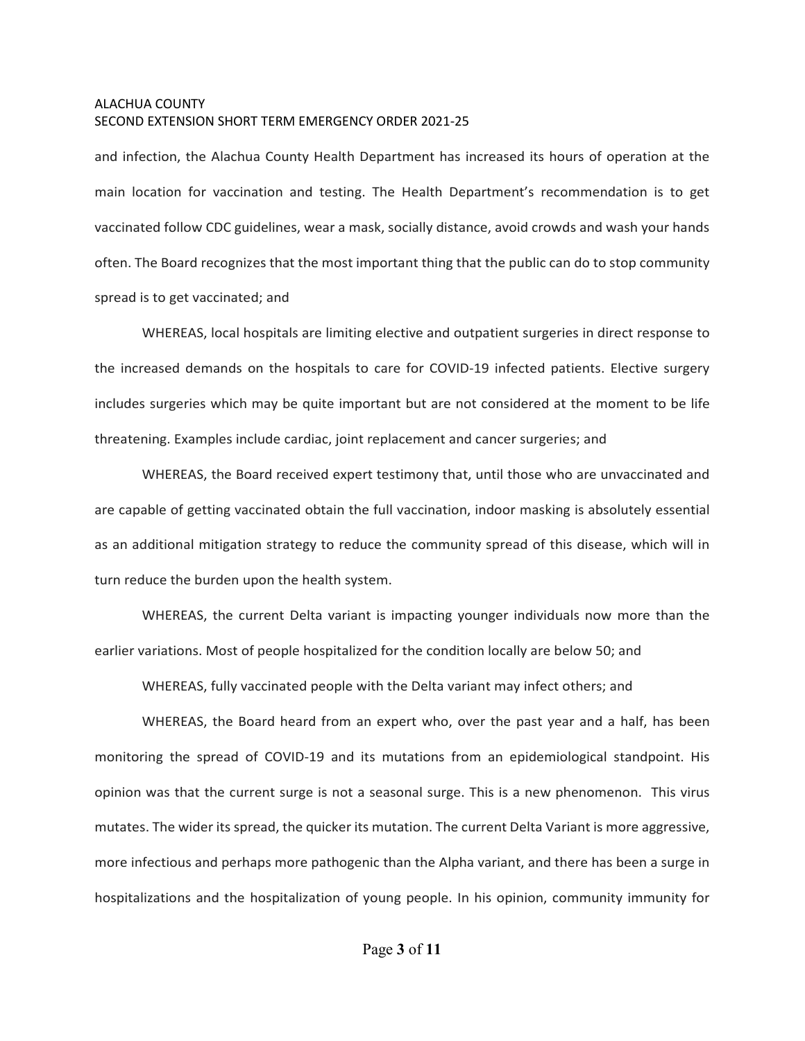and infection, the Alachua County Health Department has increased its hours of operation at the main location for vaccination and testing. The Health Department's recommendation is to get vaccinated follow CDC guidelines, wear a mask, socially distance, avoid crowds and wash your hands often. The Board recognizes that the most important thing that the public can do to stop community spread is to get vaccinated; and

WHEREAS, local hospitals are limiting elective and outpatient surgeries in direct response to the increased demands on the hospitals to care for COVID-19 infected patients. Elective surgery includes surgeries which may be quite important but are not considered at the moment to be life threatening. Examples include cardiac, joint replacement and cancer surgeries; and

WHEREAS, the Board received expert testimony that, until those who are unvaccinated and are capable of getting vaccinated obtain the full vaccination, indoor masking is absolutely essential as an additional mitigation strategy to reduce the community spread of this disease, which will in turn reduce the burden upon the health system.

WHEREAS, the current Delta variant is impacting younger individuals now more than the earlier variations. Most of people hospitalized for the condition locally are below 50; and

WHEREAS, fully vaccinated people with the Delta variant may infect others; and

WHEREAS, the Board heard from an expert who, over the past year and a half, has been monitoring the spread of COVID-19 and its mutations from an epidemiological standpoint. His opinion was that the current surge is not a seasonal surge. This is a new phenomenon. This virus mutates. The wider its spread, the quicker its mutation. The current Delta Variant is more aggressive, more infectious and perhaps more pathogenic than the Alpha variant, and there has been a surge in hospitalizations and the hospitalization of young people. In his opinion, community immunity for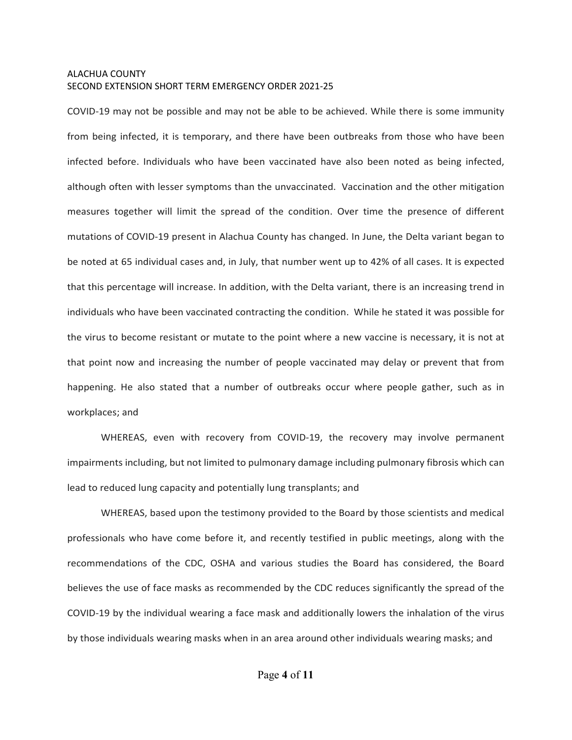COVID-19 may not be possible and may not be able to be achieved. While there is some immunity from being infected, it is temporary, and there have been outbreaks from those who have been infected before. Individuals who have been vaccinated have also been noted as being infected, although often with lesser symptoms than the unvaccinated. Vaccination and the other mitigation measures together will limit the spread of the condition. Over time the presence of different mutations of COVID-19 present in Alachua County has changed. In June, the Delta variant began to be noted at 65 individual cases and, in July, that number went up to 42% of all cases. It is expected that this percentage will increase. In addition, with the Delta variant, there is an increasing trend in individuals who have been vaccinated contracting the condition. While he stated it was possible for the virus to become resistant or mutate to the point where a new vaccine is necessary, it is not at that point now and increasing the number of people vaccinated may delay or prevent that from happening. He also stated that a number of outbreaks occur where people gather, such as in workplaces; and

WHEREAS, even with recovery from COVID-19, the recovery may involve permanent impairments including, but not limited to pulmonary damage including pulmonary fibrosis which can lead to reduced lung capacity and potentially lung transplants; and

WHEREAS, based upon the testimony provided to the Board by those scientists and medical professionals who have come before it, and recently testified in public meetings, along with the recommendations of the CDC, OSHA and various studies the Board has considered, the Board believes the use of face masks as recommended by the CDC reduces significantly the spread of the COVID-19 by the individual wearing a face mask and additionally lowers the inhalation of the virus by those individuals wearing masks when in an area around other individuals wearing masks; and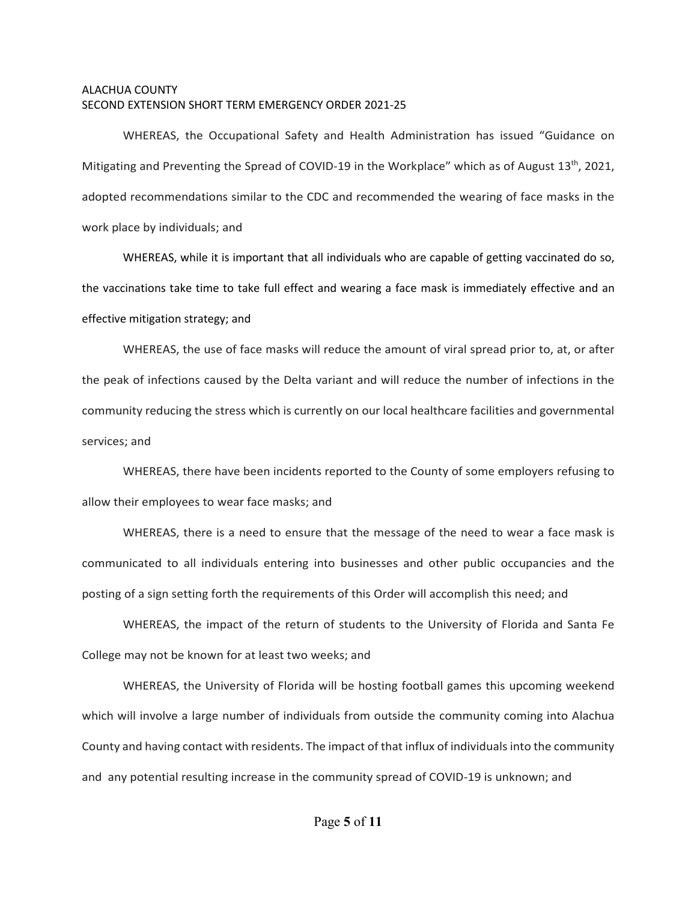ALACHUA COUNTY
SECOND EXTENSION SHORT TERM EMERGENCY ORDER 2021-25

WHEREAS, the Occupational Safety and Health Administration has issued "Guidance on Mitigating and Preventing the Spread of COVID-19 in the Workplace" which as of August 13th, 2021, adopted recommendations similar to the CDC and recommended the wearing of face masks in the work place by individuals; and

WHEREAS, while it is important that all individuals who are capable of getting vaccinated do so, the vaccinations take time to take full effect and wearing a face mask is immediately effective and an effective mitigation strategy; and

WHEREAS, the use of face masks will reduce the amount of viral spread prior to, at, or after the peak of infections caused by the Delta variant and will reduce the number of infections in the community reducing the stress which is currently on our local healthcare facilities and governmental services; and

WHEREAS, there have been incidents reported to the County of some employers refusing to allow their employees to wear face masks; and

WHEREAS, there is a need to ensure that the message of the need to wear a face mask is communicated to all individuals entering into businesses and other public occupancies and the posting of a sign setting forth the requirements of this Order will accomplish this need; and

WHEREAS, the impact of the return of students to the University of Florida and Santa Fe College may not be known for at least two weeks; and

WHEREAS, the University of Florida will be hosting football games this upcoming weekend which will involve a large number of individuals from outside the community coming into Alachua County and having contact with residents. The impact of that influx of individuals into the community and any potential resulting increase in the community spread of COVID-19 is unknown; and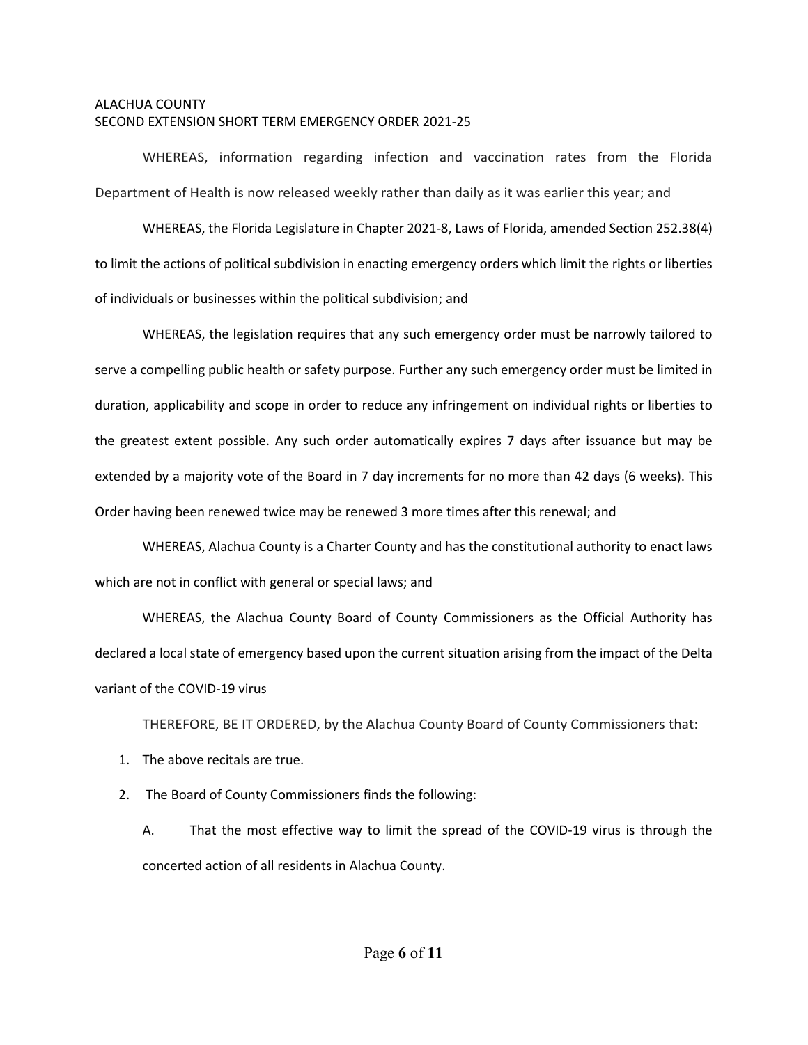ALACHUA COUNTY
SECOND EXTENSION SHORT TERM EMERGENCY ORDER 2021-25

WHEREAS, information regarding infection and vaccination rates from the Florida Department of Health is now released weekly rather than daily as it was earlier this year; and

WHEREAS, the Florida Legislature in Chapter 2021-8, Laws of Florida, amended Section 252.38(4) to limit the actions of political subdivision in enacting emergency orders which limit the rights or liberties of individuals or businesses within the political subdivision; and

WHEREAS, the legislation requires that any such emergency order must be narrowly tailored to serve a compelling public health or safety purpose. Further any such emergency order must be limited in duration, applicability and scope in order to reduce any infringement on individual rights or liberties to the greatest extent possible. Any such order automatically expires 7 days after issuance but may be extended by a majority vote of the Board in 7 day increments for no more than 42 days (6 weeks). This Order having been renewed twice may be renewed 3 more times after this renewal; and

WHEREAS, Alachua County is a Charter County and has the constitutional authority to enact laws which are not in conflict with general or special laws; and

WHEREAS, the Alachua County Board of County Commissioners as the Official Authority has declared a local state of emergency based upon the current situation arising from the impact of the Delta variant of the COVID-19 virus

THEREFORE, BE IT ORDERED, by the Alachua County Board of County Commissioners that:

1. The above recitals are true.
2. The Board of County Commissioners finds the following:

   A. That the most effective way to limit the spread of the COVID-19 virus is through the concerted action of all residents in Alachua County.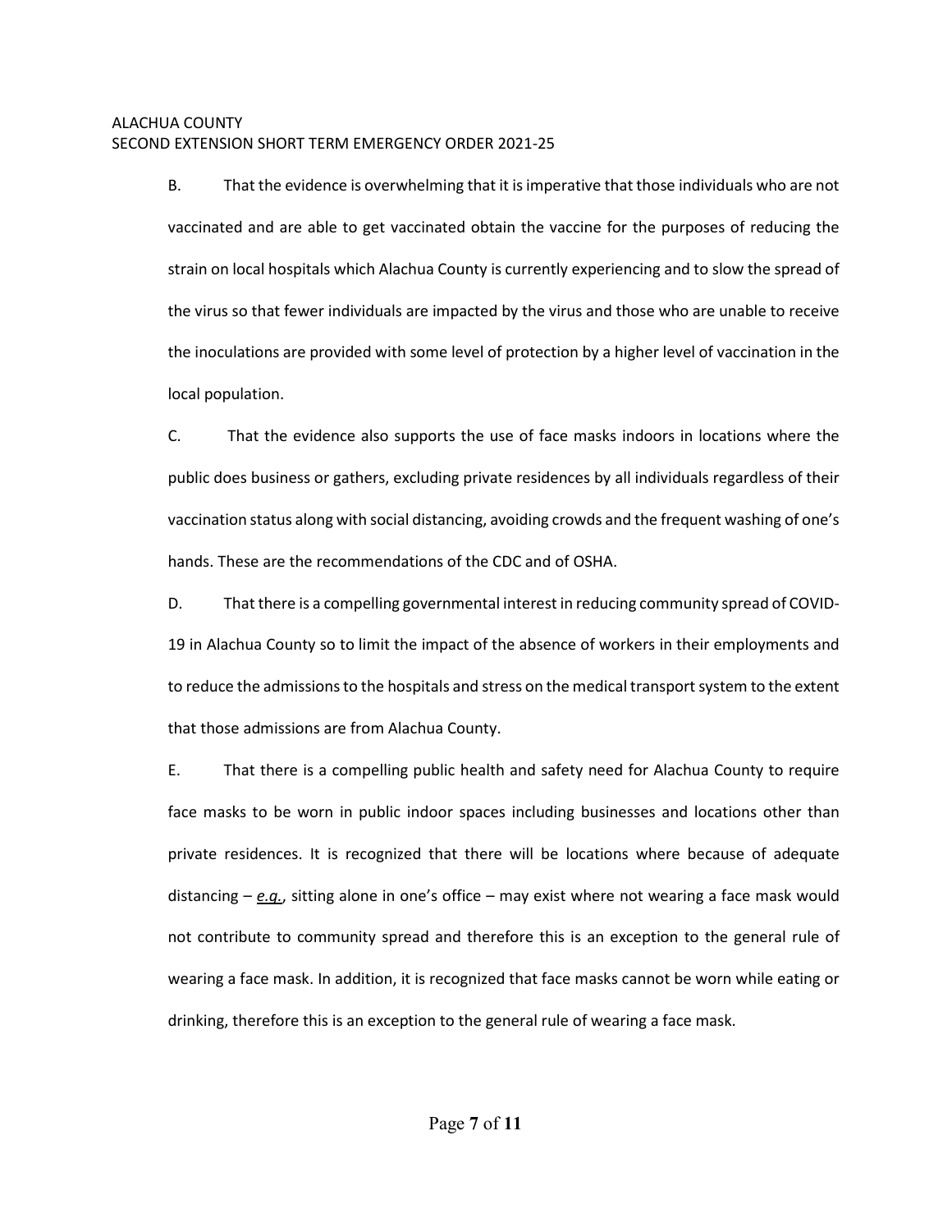B. That the evidence is overwhelming that it is imperative that those individuals who are not vaccinated and are able to get vaccinated obtain the vaccine for the purposes of reducing the strain on local hospitals which Alachua County is currently experiencing and to slow the spread of the virus so that fewer individuals are impacted by the virus and those who are unable to receive the inoculations are provided with some level of protection by a higher level of vaccination in the local population.

C. That the evidence also supports the use of face masks indoors in locations where the public does business or gathers, excluding private residences by all individuals regardless of their vaccination status along with social distancing, avoiding crowds and the frequent washing of one's hands. These are the recommendations of the CDC and of OSHA.

D. That there is a compelling governmental interest in reducing community spread of COVID-19 in Alachua County so to limit the impact of the absence of workers in their employments and to reduce the admissions to the hospitals and stress on the medical transport system to the extent that those admissions are from Alachua County.

E. That there is a compelling public health and safety need for Alachua County to require face masks to be worn in public indoor spaces including businesses and locations other than private residences. It is recognized that there will be locations where because of adequate distancing – ***e.g.***, sitting alone in one's office – may exist where not wearing a face mask would not contribute to community spread and therefore this is an exception to the general rule of wearing a face mask. In addition, it is recognized that face masks cannot be worn while eating or drinking, therefore this is an exception to the general rule of wearing a face mask.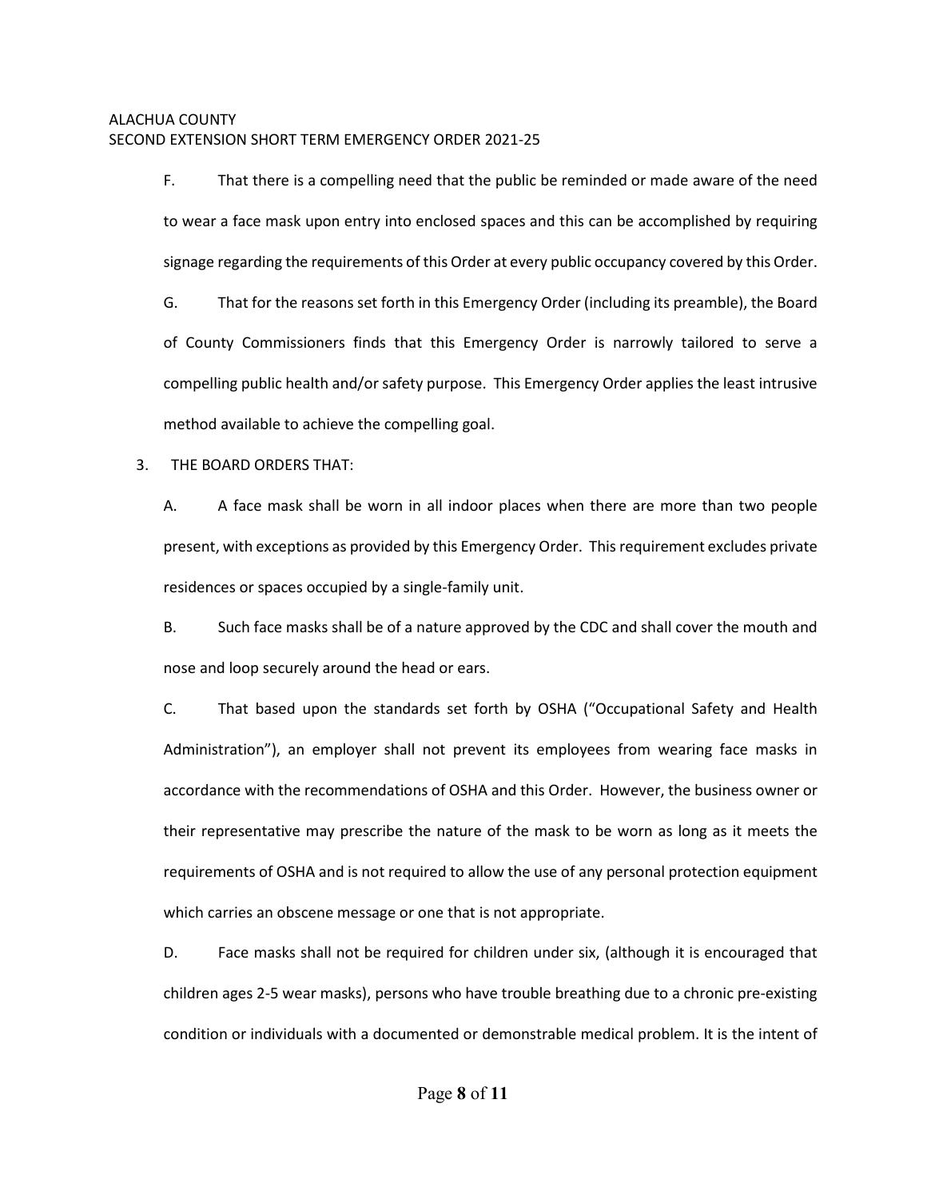F. That there is a compelling need that the public be reminded or made aware of the need to wear a face mask upon entry into enclosed spaces and this can be accomplished by requiring signage regarding the requirements of this Order at every public occupancy covered by this Order.

G. That for the reasons set forth in this Emergency Order (including its preamble), the Board of County Commissioners finds that this Emergency Order is narrowly tailored to serve a compelling public health and/or safety purpose. This Emergency Order applies the least intrusive method available to achieve the compelling goal.

3. THE BOARD ORDERS THAT:

A. A face mask shall be worn in all indoor places when there are more than two people present, with exceptions as provided by this Emergency Order. This requirement excludes private residences or spaces occupied by a single-family unit.

B. Such face masks shall be of a nature approved by the CDC and shall cover the mouth and nose and loop securely around the head or ears.

C. That based upon the standards set forth by OSHA ("Occupational Safety and Health Administration"), an employer shall not prevent its employees from wearing face masks in accordance with the recommendations of OSHA and this Order. However, the business owner or their representative may prescribe the nature of the mask to be worn as long as it meets the requirements of OSHA and is not required to allow the use of any personal protection equipment which carries an obscene message or one that is not appropriate.

D. Face masks shall not be required for children under six, (although it is encouraged that children ages 2-5 wear masks), persons who have trouble breathing due to a chronic pre-existing condition or individuals with a documented or demonstrable medical problem. It is the intent of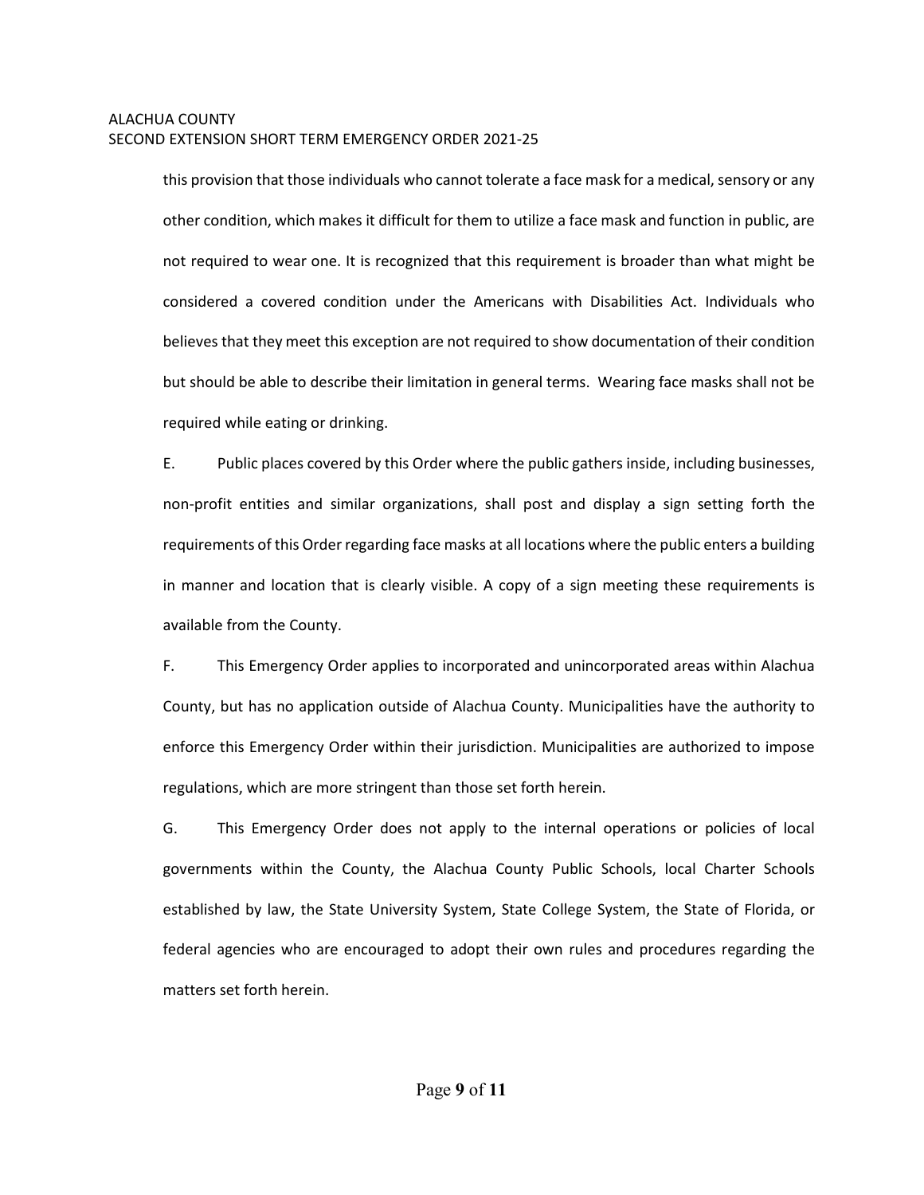this provision that those individuals who cannot tolerate a face mask for a medical, sensory or any other condition, which makes it difficult for them to utilize a face mask and function in public, are not required to wear one. It is recognized that this requirement is broader than what might be considered a covered condition under the Americans with Disabilities Act. Individuals who believes that they meet this exception are not required to show documentation of their condition but should be able to describe their limitation in general terms. Wearing face masks shall not be required while eating or drinking.

E. Public places covered by this Order where the public gathers inside, including businesses, non-profit entities and similar organizations, shall post and display a sign setting forth the requirements of this Order regarding face masks at all locations where the public enters a building in manner and location that is clearly visible. A copy of a sign meeting these requirements is available from the County.

F. This Emergency Order applies to incorporated and unincorporated areas within Alachua County, but has no application outside of Alachua County. Municipalities have the authority to enforce this Emergency Order within their jurisdiction. Municipalities are authorized to impose regulations, which are more stringent than those set forth herein.

G. This Emergency Order does not apply to the internal operations or policies of local governments within the County, the Alachua County Public Schools, local Charter Schools established by law, the State University System, State College System, the State of Florida, or federal agencies who are encouraged to adopt their own rules and procedures regarding the matters set forth herein.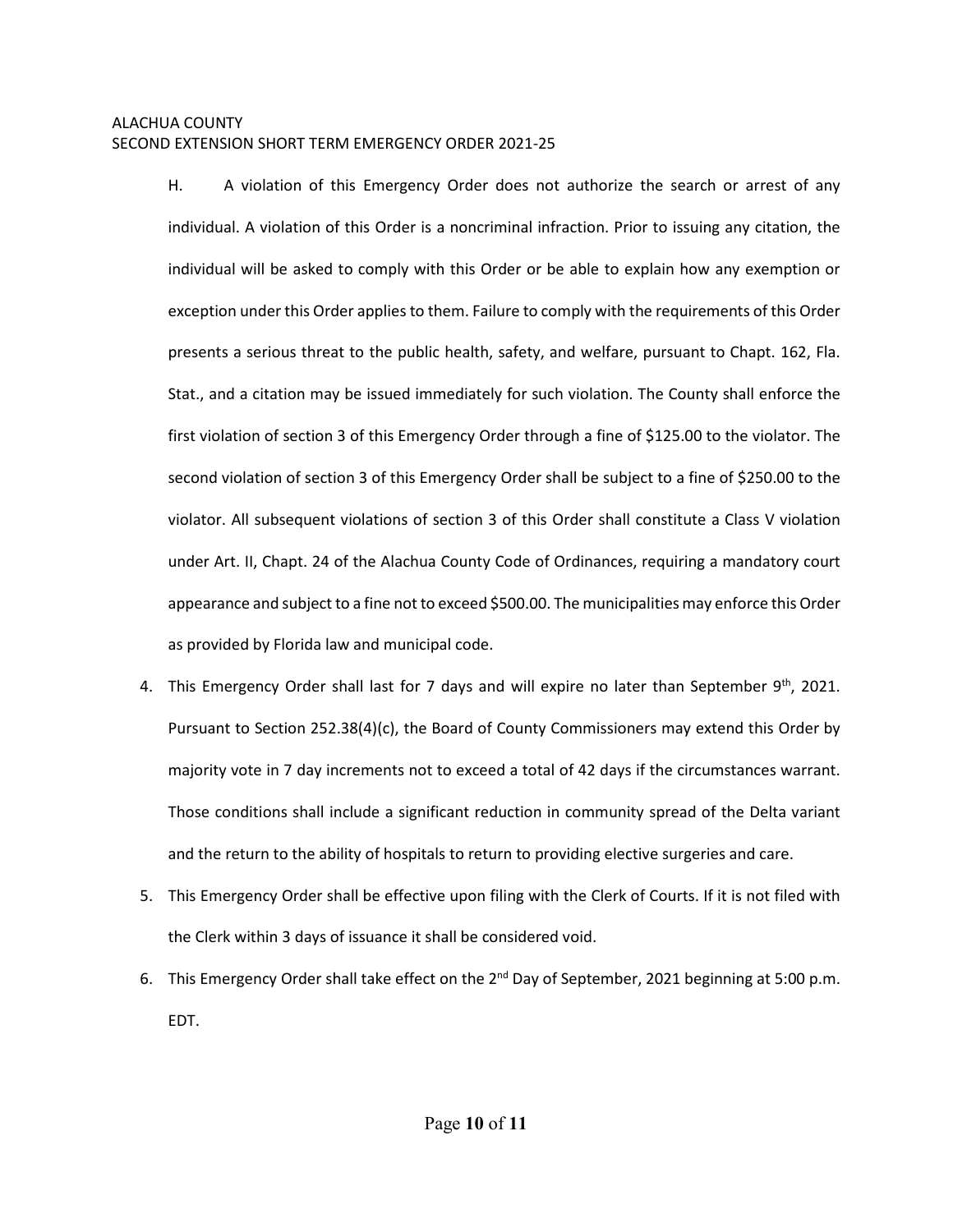H. A violation of this Emergency Order does not authorize the search or arrest of any individual. A violation of this Order is a noncriminal infraction. Prior to issuing any citation, the individual will be asked to comply with this Order or be able to explain how any exemption or exception under this Order applies to them. Failure to comply with the requirements of this Order presents a serious threat to the public health, safety, and welfare, pursuant to Chapt. 162, Fla. Stat., and a citation may be issued immediately for such violation. The County shall enforce the first violation of section 3 of this Emergency Order through a fine of $125.00 to the violator. The second violation of section 3 of this Emergency Order shall be subject to a fine of $250.00 to the violator. All subsequent violations of section 3 of this Order shall constitute a Class V violation under Art. II, Chapt. 24 of the Alachua County Code of Ordinances, requiring a mandatory court appearance and subject to a fine not to exceed $500.00. The municipalities may enforce this Order as provided by Florida law and municipal code.

4. This Emergency Order shall last for 7 days and will expire no later than September 9th, 2021. Pursuant to Section 252.38(4)(c), the Board of County Commissioners may extend this Order by majority vote in 7 day increments not to exceed a total of 42 days if the circumstances warrant. Those conditions shall include a significant reduction in community spread of the Delta variant and the return to the ability of hospitals to return to providing elective surgeries and care.
5. This Emergency Order shall be effective upon filing with the Clerk of Courts. If it is not filed with the Clerk within 3 days of issuance it shall be considered void.
6. This Emergency Order shall take effect on the 2nd Day of September, 2021 beginning at 5:00 p.m. EDT.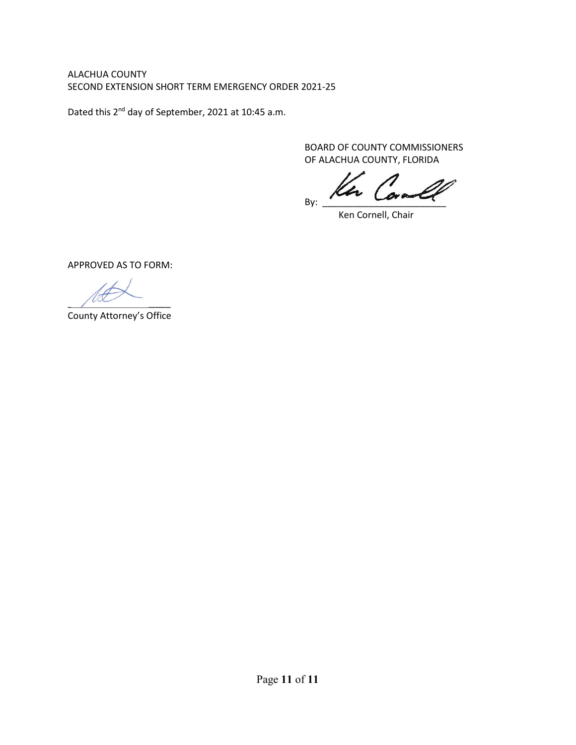ALACHUA COUNTY
SECOND EXTENSION SHORT TERM EMERGENCY ORDER 2021-25

Dated this 2nd day of September, 2021 at 10:45 a.m.

BOARD OF COUNTY COMMISSIONERS
OF ALACHUA COUNTY, FLORIDA

By: ________________________
Ken Cornell, Chair

APPROVED AS TO FORM:

____________________
County Attorney's Office